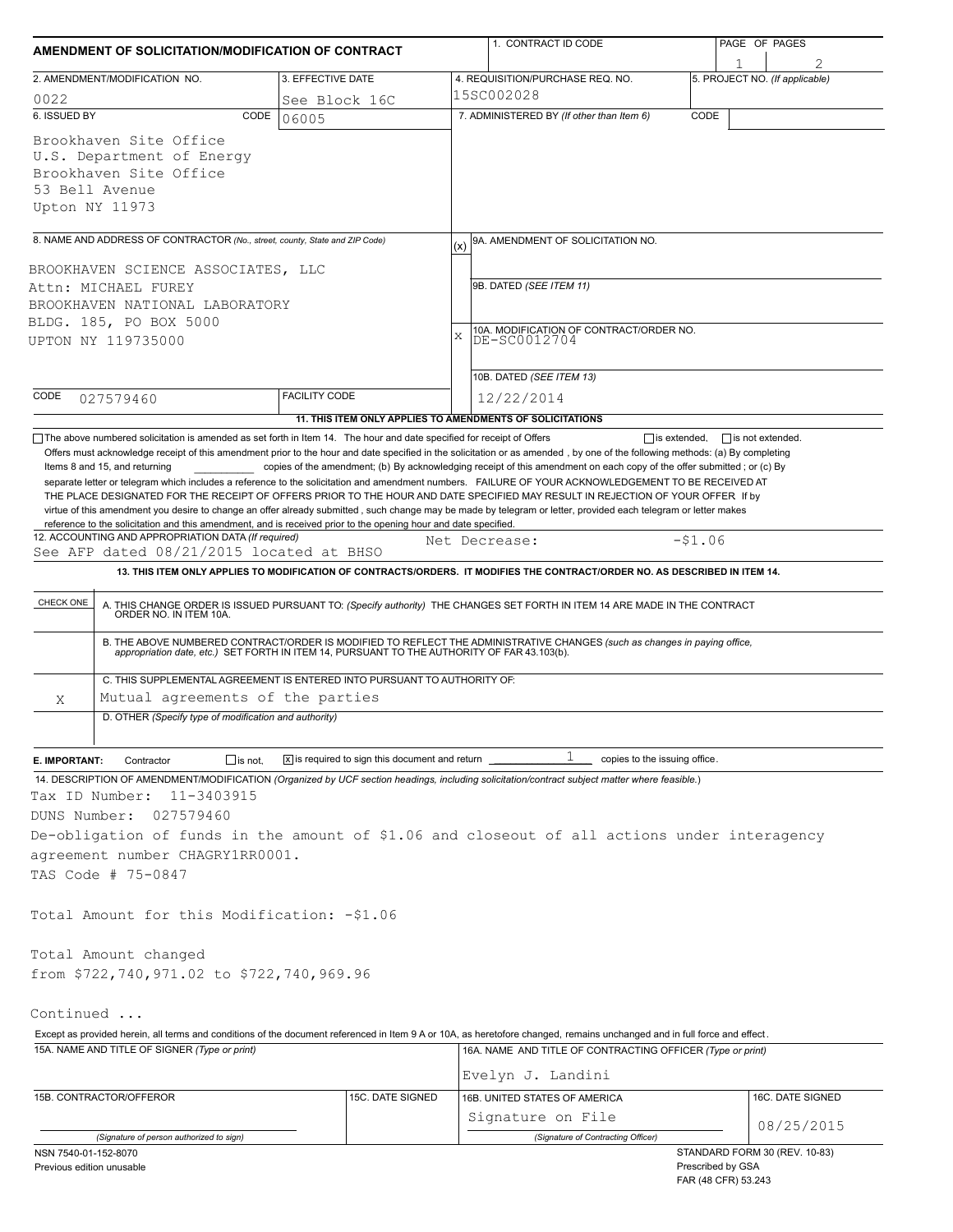# AMENDMENT OF SOLICITATION/MODIFICATION OF CONTRACT

| 1. CONTRACT ID CODE | PAGE OF PAGES |
|---|---|
| | 1 2 |

| 2. AMENDMENT/MODIFICATION NO. | 3. EFFECTIVE DATE | 4. REQUISITION/PURCHASE REQ. NO. | 5. PROJECT NO. (If applicable) |
|---|---|---|---|
| 0022 | See Block 16C | 15SC002028 | |

**6. ISSUED BY** CODE 06005

Brookhaven Site Office
U.S. Department of Energy
Brookhaven Site Office
53 Bell Avenue
Upton NY 11973

**7. ADMINISTERED BY** *(If other than Item 6)* CODE

**8. NAME AND ADDRESS OF CONTRACTOR** *(No., street, county, State and ZIP Code)*

BROOKHAVEN SCIENCE ASSOCIATES, LLC
Attn: MICHAEL FUREY
BROOKHAVEN NATIONAL LABORATORY
BLDG. 185, PO BOX 5000
UPTON NY 119735000

CODE 027579460 FACILITY CODE

(x) 9A. AMENDMENT OF SOLICITATION NO.

9B. DATED *(SEE ITEM 11)*

X 10A. MODIFICATION OF CONTRACT/ORDER NO.
DE-SC0012704

10B. DATED *(SEE ITEM 13)*
12/22/2014

**11. THIS ITEM ONLY APPLIES TO AMENDMENTS OF SOLICITATIONS**

☐ The above numbered solicitation is amended as set forth in Item 14. The hour and date specified for receipt of Offers ☐ is extended, ☐ is not extended.

Offers must acknowledge receipt of this amendment prior to the hour and date specified in the solicitation or as amended, by one of the following methods: (a) By completing Items 8 and 15, and returning ______ copies of the amendment; (b) By acknowledging receipt of this amendment on each copy of the offer submitted ; or (c) By separate letter or telegram which includes a reference to the solicitation and amendment numbers. FAILURE OF YOUR ACKNOWLEDGEMENT TO BE RECEIVED AT THE PLACE DESIGNATED FOR THE RECEIPT OF OFFERS PRIOR TO THE HOUR AND DATE SPECIFIED MAY RESULT IN REJECTION OF YOUR OFFER If by virtue of this amendment you desire to change an offer already submitted , such change may be made by telegram or letter, provided each telegram or letter makes reference to the solicitation and this amendment, and is received prior to the opening hour and date specified.

**12. ACCOUNTING AND APPROPRIATION DATA** *(If required)*
See AFP dated 08/21/2015 located at BHSO    Net Decrease: -$1.06

**13. THIS ITEM ONLY APPLIES TO MODIFICATION OF CONTRACTS/ORDERS. IT MODIFIES THE CONTRACT/ORDER NO. AS DESCRIBED IN ITEM 14.**

| CHECK ONE | |
|---|---|
| | A. THIS CHANGE ORDER IS ISSUED PURSUANT TO: *(Specify authority)* THE CHANGES SET FORTH IN ITEM 14 ARE MADE IN THE CONTRACT ORDER NO. IN ITEM 10A. |
| | B. THE ABOVE NUMBERED CONTRACT/ORDER IS MODIFIED TO REFLECT THE ADMINISTRATIVE CHANGES *(such as changes in paying office, appropriation date, etc.)* SET FORTH IN ITEM 14, PURSUANT TO THE AUTHORITY OF FAR 43.103(b). |
| X | C. THIS SUPPLEMENTAL AGREEMENT IS ENTERED INTO PURSUANT TO AUTHORITY OF: Mutual agreements of the parties |
| | D. OTHER *(Specify type of modification and authority)* |

**E. IMPORTANT:** Contractor ☐ is not, ☒ is required to sign this document and return 1 copies to the issuing office.

**14. DESCRIPTION OF AMENDMENT/MODIFICATION** *(Organized by UCF section headings, including solicitation/contract subject matter where feasible.)*

Tax ID Number: 11-3403915
DUNS Number: 027579460
De-obligation of funds in the amount of $1.06 and closeout of all actions under interagency agreement number CHAGRY1RR0001.
TAS Code # 75-0847

Total Amount for this Modification: -$1.06

Total Amount changed
from $722,740,971.02 to $722,740,969.96

Continued ...

Except as provided herein, all terms and conditions of the document referenced in Item 9 A or 10A, as heretofore changed, remains unchanged and in full force and effect.

| 15A. NAME AND TITLE OF SIGNER *(Type or print)* | | 16A. NAME AND TITLE OF CONTRACTING OFFICER *(Type or print)* | |
|---|---|---|---|
| | | Evelyn J. Landini | |
| 15B. CONTRACTOR/OFFEROR | 15C. DATE SIGNED | 16B. UNITED STATES OF AMERICA | 16C. DATE SIGNED |
| *(Signature of person authorized to sign)* | | Signature on File *(Signature of Contracting Officer)* | 08/25/2015 |

NSN 7540-01-152-8070
Previous edition unusable

STANDARD FORM 30 (REV. 10-83)
Prescribed by GSA
FAR (48 CFR) 53.243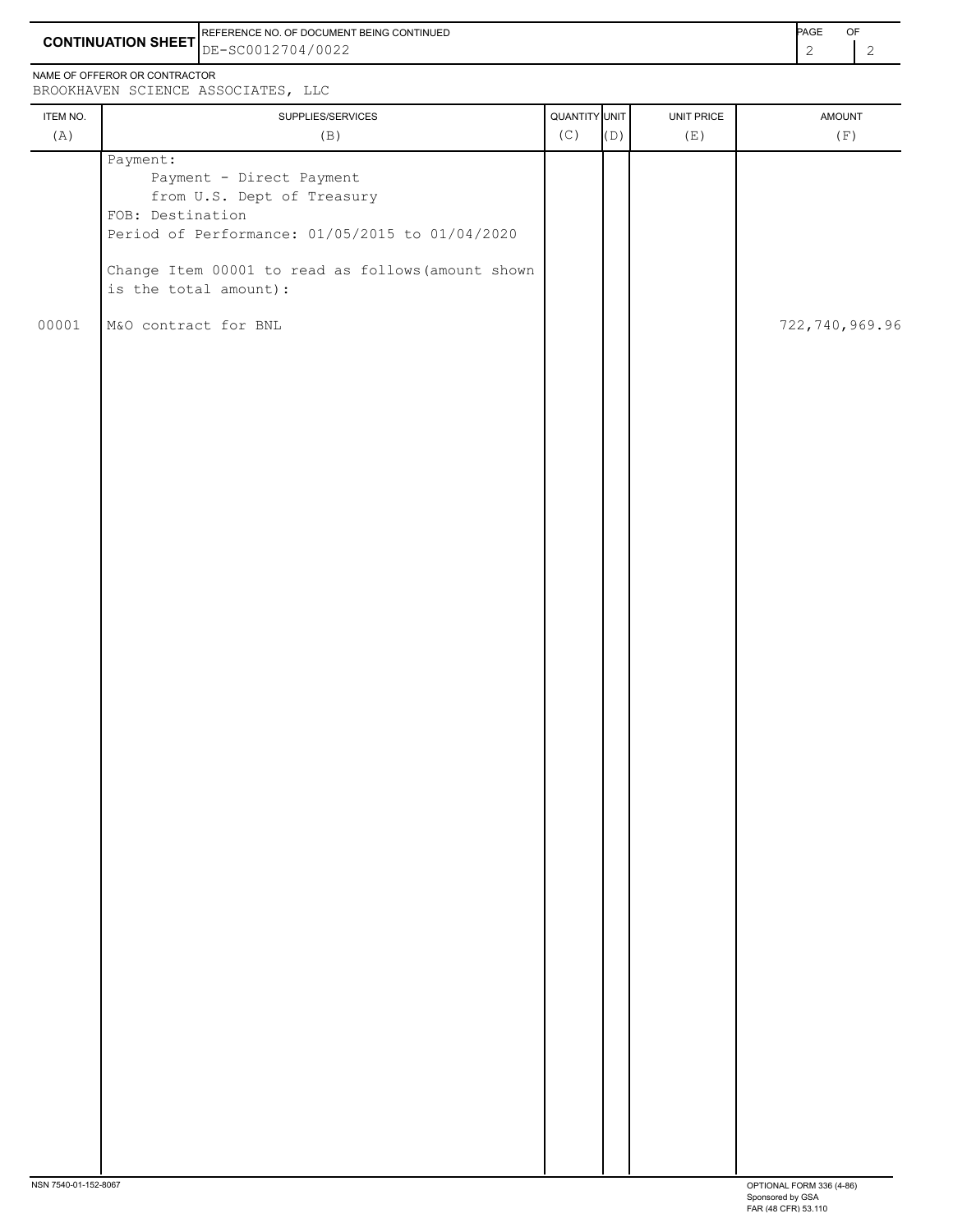**CONTINUATION SHEET**

REFERENCE NO. OF DOCUMENT BEING CONTINUED: DE-SC0012704/0022

NAME OF OFFEROR OR CONTRACTOR: BROOKHAVEN SCIENCE ASSOCIATES, LLC

| ITEM NO. (A) | SUPPLIES/SERVICES (B) | QUANTITY (C) | UNIT (D) | UNIT PRICE (E) | AMOUNT (F) |
|---|---|---|---|---|---|
| | Payment:<br>Payment - Direct Payment<br>from U.S. Dept of Treasury<br>FOB: Destination<br>Period of Performance: 01/05/2015 to 01/04/2020<br><br>Change Item 00001 to read as follows(amount shown is the total amount): | | | | |
| 00001 | M&O contract for BNL | | | | 722,740,969.96 |

NSN 7540-01-152-8067

OPTIONAL FORM 336 (4-86)
Sponsored by GSA
FAR (48 CFR) 53.110